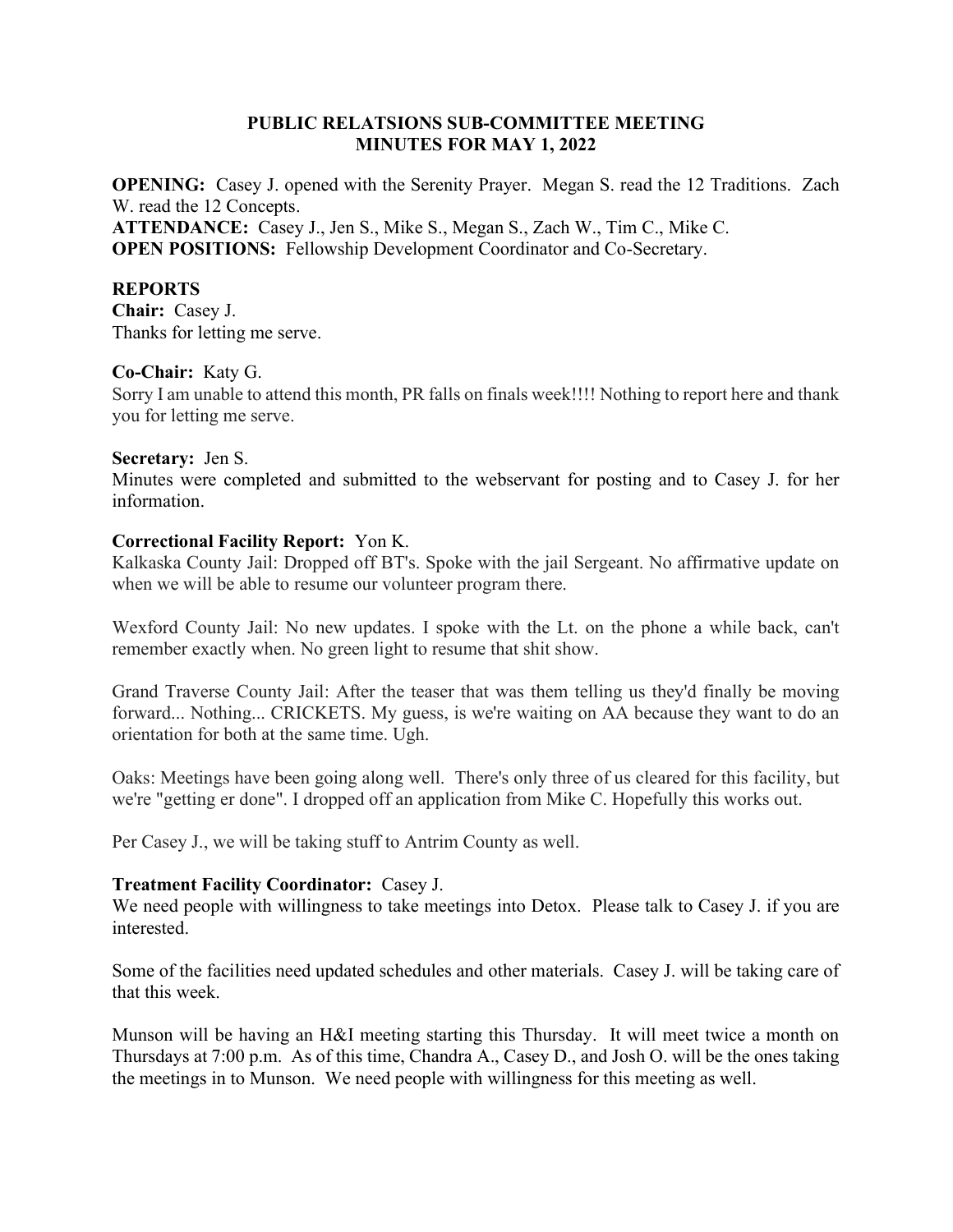# PUBLIC RELATSIONS SUB-COMMITTEE MEETING
# MINUTES FOR MAY 1, 2022

**OPENING:** Casey J. opened with the Serenity Prayer. Megan S. read the 12 Traditions. Zach W. read the 12 Concepts.
**ATTENDANCE:** Casey J., Jen S., Mike S., Megan S., Zach W., Tim C., Mike C.
**OPEN POSITIONS:** Fellowship Development Coordinator and Co-Secretary.

## REPORTS

**Chair:** Casey J.
Thanks for letting me serve.

**Co-Chair:** Katy G.
Sorry I am unable to attend this month, PR falls on finals week!!!! Nothing to report here and thank you for letting me serve.

**Secretary:** Jen S.
Minutes were completed and submitted to the webservant for posting and to Casey J. for her information.

**Correctional Facility Report:** Yon K.
Kalkaska County Jail: Dropped off BT's. Spoke with the jail Sergeant. No affirmative update on when we will be able to resume our volunteer program there.

Wexford County Jail: No new updates. I spoke with the Lt. on the phone a while back, can't remember exactly when. No green light to resume that shit show.

Grand Traverse County Jail: After the teaser that was them telling us they'd finally be moving forward... Nothing... CRICKETS. My guess, is we're waiting on AA because they want to do an orientation for both at the same time. Ugh.

Oaks: Meetings have been going along well. There's only three of us cleared for this facility, but we're "getting er done". I dropped off an application from Mike C. Hopefully this works out.

Per Casey J., we will be taking stuff to Antrim County as well.

**Treatment Facility Coordinator:** Casey J.
We need people with willingness to take meetings into Detox. Please talk to Casey J. if you are interested.

Some of the facilities need updated schedules and other materials. Casey J. will be taking care of that this week.

Munson will be having an H&I meeting starting this Thursday. It will meet twice a month on Thursdays at 7:00 p.m. As of this time, Chandra A., Casey D., and Josh O. will be the ones taking the meetings in to Munson. We need people with willingness for this meeting as well.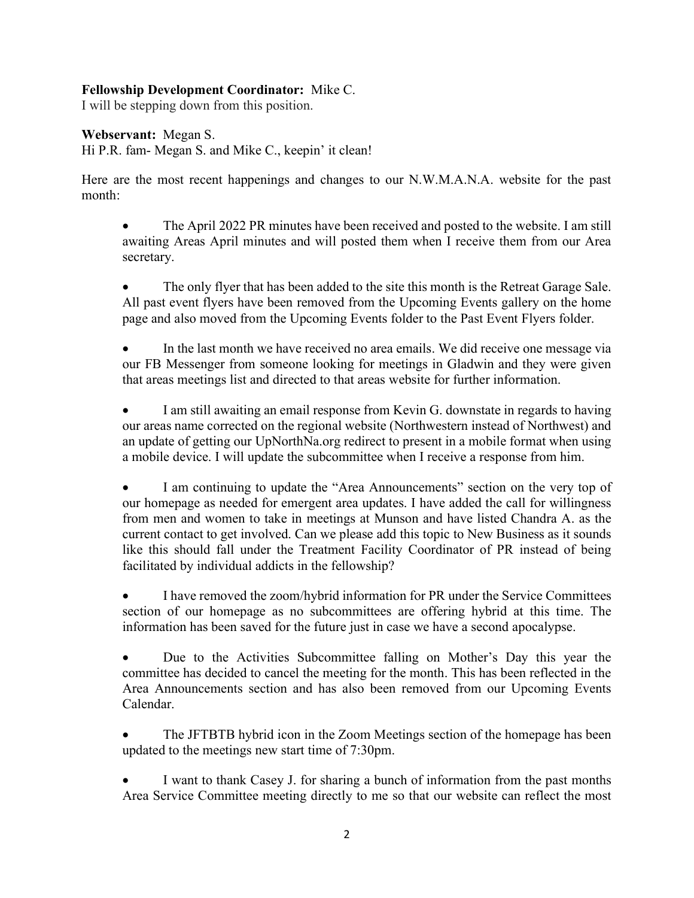**Fellowship Development Coordinator:** Mike C.
I will be stepping down from this position.

**Webservant:** Megan S.
Hi P.R. fam- Megan S. and Mike C., keepin' it clean!

Here are the most recent happenings and changes to our N.W.M.A.N.A. website for the past month:

- The April 2022 PR minutes have been received and posted to the website. I am still awaiting Areas April minutes and will posted them when I receive them from our Area secretary.

- The only flyer that has been added to the site this month is the Retreat Garage Sale. All past event flyers have been removed from the Upcoming Events gallery on the home page and also moved from the Upcoming Events folder to the Past Event Flyers folder.

- In the last month we have received no area emails. We did receive one message via our FB Messenger from someone looking for meetings in Gladwin and they were given that areas meetings list and directed to that areas website for further information.

- I am still awaiting an email response from Kevin G. downstate in regards to having our areas name corrected on the regional website (Northwestern instead of Northwest) and an update of getting our UpNorthNa.org redirect to present in a mobile format when using a mobile device. I will update the subcommittee when I receive a response from him.

- I am continuing to update the "Area Announcements" section on the very top of our homepage as needed for emergent area updates. I have added the call for willingness from men and women to take in meetings at Munson and have listed Chandra A. as the current contact to get involved. Can we please add this topic to New Business as it sounds like this should fall under the Treatment Facility Coordinator of PR instead of being facilitated by individual addicts in the fellowship?

- I have removed the zoom/hybrid information for PR under the Service Committees section of our homepage as no subcommittees are offering hybrid at this time. The information has been saved for the future just in case we have a second apocalypse.

- Due to the Activities Subcommittee falling on Mother's Day this year the committee has decided to cancel the meeting for the month. This has been reflected in the Area Announcements section and has also been removed from our Upcoming Events Calendar.

- The JFTBTB hybrid icon in the Zoom Meetings section of the homepage has been updated to the meetings new start time of 7:30pm.

- I want to thank Casey J. for sharing a bunch of information from the past months Area Service Committee meeting directly to me so that our website can reflect the most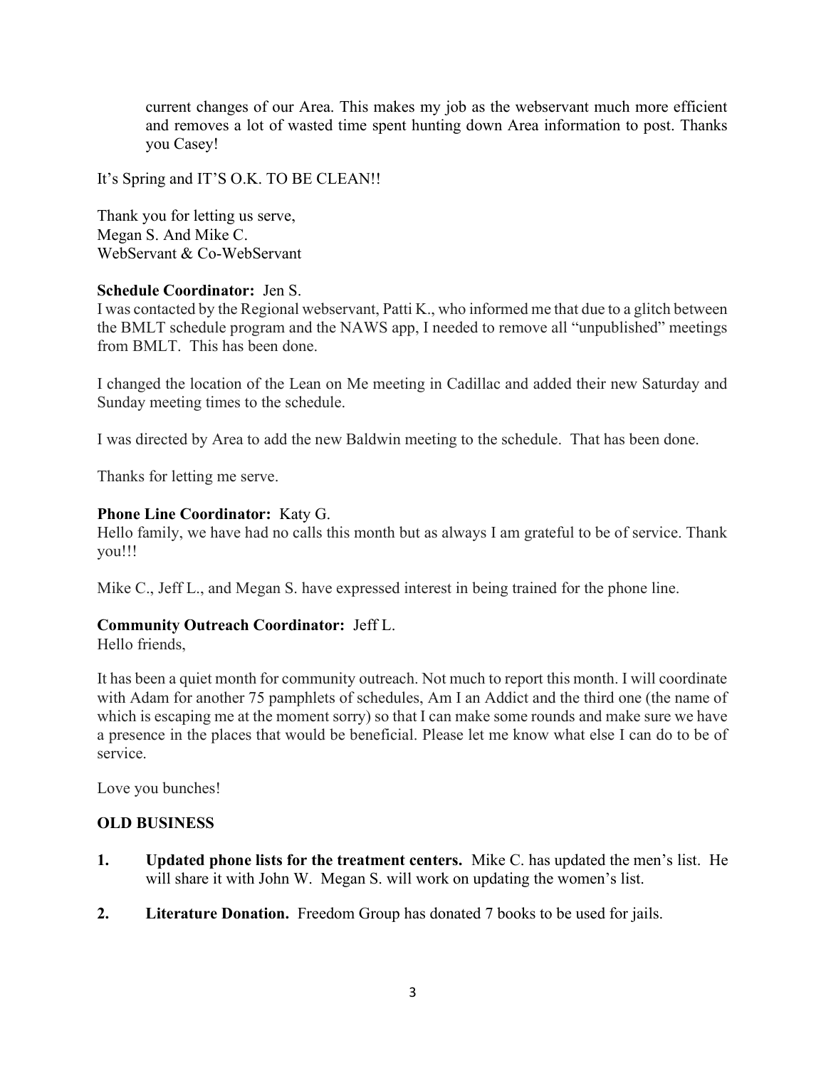current changes of our Area. This makes my job as the webservant much more efficient and removes a lot of wasted time spent hunting down Area information to post. Thanks you Casey!

It's Spring and IT'S O.K. TO BE CLEAN!!

Thank you for letting us serve,
Megan S. And Mike C.
WebServant & Co-WebServant

**Schedule Coordinator:** Jen S.

I was contacted by the Regional webservant, Patti K., who informed me that due to a glitch between the BMLT schedule program and the NAWS app, I needed to remove all "unpublished" meetings from BMLT. This has been done.

I changed the location of the Lean on Me meeting in Cadillac and added their new Saturday and Sunday meeting times to the schedule.

I was directed by Area to add the new Baldwin meeting to the schedule. That has been done.

Thanks for letting me serve.

**Phone Line Coordinator:** Katy G.

Hello family, we have had no calls this month but as always I am grateful to be of service. Thank you!!!

Mike C., Jeff L., and Megan S. have expressed interest in being trained for the phone line.

**Community Outreach Coordinator:** Jeff L.

Hello friends,

It has been a quiet month for community outreach. Not much to report this month. I will coordinate with Adam for another 75 pamphlets of schedules, Am I an Addict and the third one (the name of which is escaping me at the moment sorry) so that I can make some rounds and make sure we have a presence in the places that would be beneficial. Please let me know what else I can do to be of service.

Love you bunches!

**OLD BUSINESS**

1. **Updated phone lists for the treatment centers.** Mike C. has updated the men's list. He will share it with John W. Megan S. will work on updating the women's list.
2. **Literature Donation.** Freedom Group has donated 7 books to be used for jails.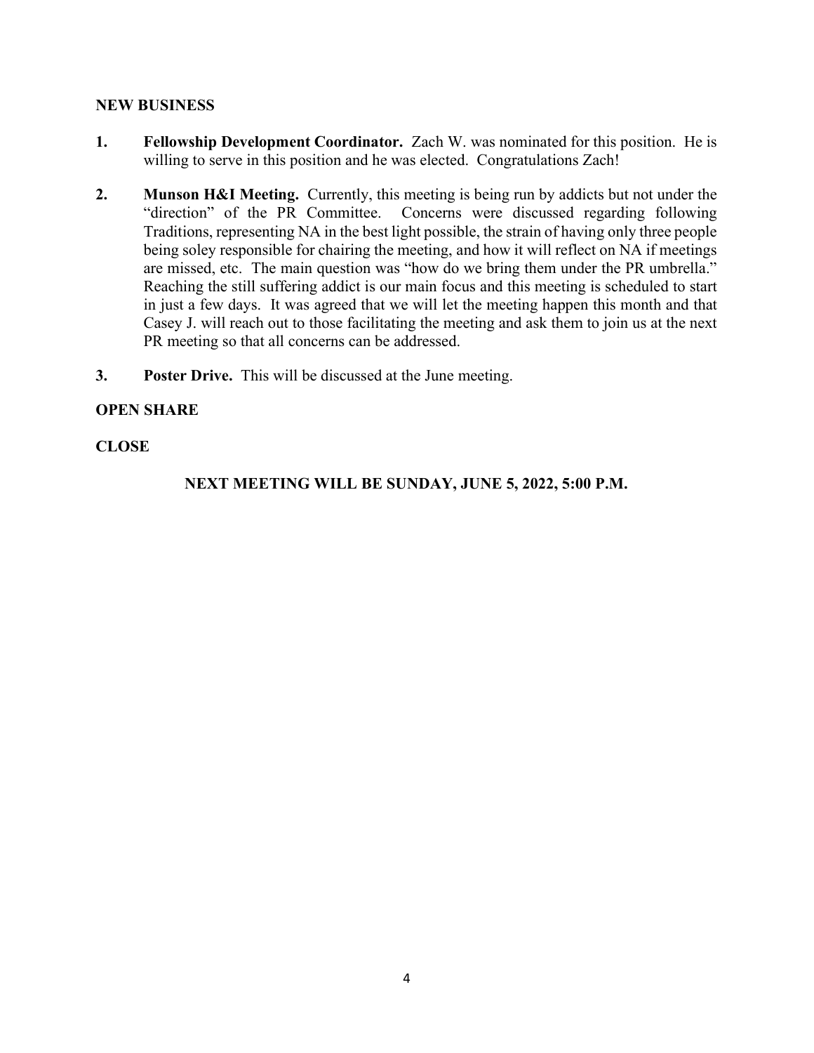## NEW BUSINESS

1. **Fellowship Development Coordinator.** Zach W. was nominated for this position. He is willing to serve in this position and he was elected. Congratulations Zach!

2. **Munson H&I Meeting.** Currently, this meeting is being run by addicts but not under the "direction" of the PR Committee. Concerns were discussed regarding following Traditions, representing NA in the best light possible, the strain of having only three people being soley responsible for chairing the meeting, and how it will reflect on NA if meetings are missed, etc. The main question was "how do we bring them under the PR umbrella." Reaching the still suffering addict is our main focus and this meeting is scheduled to start in just a few days. It was agreed that we will let the meeting happen this month and that Casey J. will reach out to those facilitating the meeting and ask them to join us at the next PR meeting so that all concerns can be addressed.

3. **Poster Drive.** This will be discussed at the June meeting.

## OPEN SHARE

## CLOSE

**NEXT MEETING WILL BE SUNDAY, JUNE 5, 2022, 5:00 P.M.**